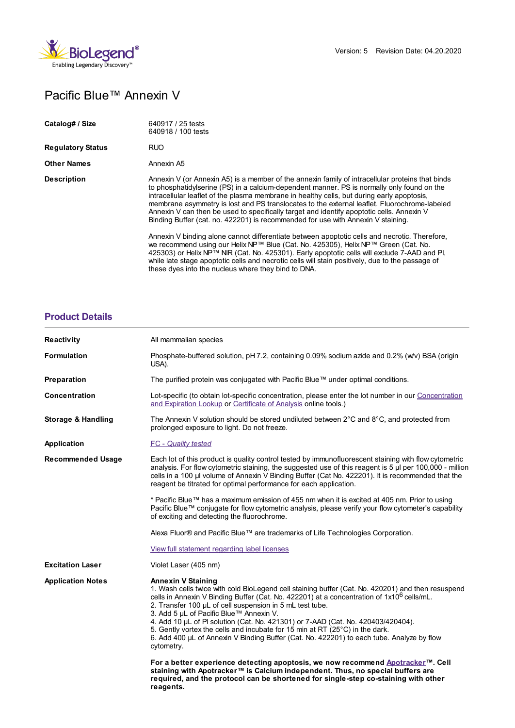Version: 5 Revision Date: 04.20.2020

# Pacific Blue™ Annexin V

| | |
|---|---|
| **Catalog# / Size** | 640917 / 25 tests<br>640918 / 100 tests |
| **Regulatory Status** | RUO |
| **Other Names** | Annexin A5 |
| **Description** | Annexin V (or Annexin A5) is a member of the annexin family of intracellular proteins that binds to phosphatidylserine (PS) in a calcium-dependent manner. PS is normally only found on the intracellular leaflet of the plasma membrane in healthy cells, but during early apoptosis, membrane asymmetry is lost and PS translocates to the external leaflet. Fluorochrome-labeled Annexin V can then be used to specifically target and identify apoptotic cells. Annexin V Binding Buffer (cat. no. 422201) is recommended for use with Annexin V staining.<br><br>Annexin V binding alone cannot differentiate between apoptotic cells and necrotic. Therefore, we recommend using our Helix NP™ Blue (Cat. No. 425305), Helix NP™ Green (Cat. No. 425303) or Helix NP™ NIR (Cat. No. 425301). Early apoptotic cells will exclude 7-AAD and PI, while late stage apoptotic cells and necrotic cells will stain positively, due to the passage of these dyes into the nucleus where they bind to DNA. |

## Product Details

| | |
|---|---|
| **Reactivity** | All mammalian species |
| **Formulation** | Phosphate-buffered solution, pH 7.2, containing 0.09% sodium azide and 0.2% (w/v) BSA (origin USA). |
| **Preparation** | The purified protein was conjugated with Pacific Blue™ under optimal conditions. |
| **Concentration** | Lot-specific (to obtain lot-specific concentration, please enter the lot number in our Concentration and Expiration Lookup or Certificate of Analysis online tools.) |
| **Storage & Handling** | The Annexin V solution should be stored undiluted between 2°C and 8°C, and protected from prolonged exposure to light. Do not freeze. |
| **Application** | *FC - Quality tested* |
| **Recommended Usage** | Each lot of this product is quality control tested by immunofluorescent staining with flow cytometric analysis. For flow cytometric staining, the suggested use of this reagent is 5 µl per 100,000 - million cells in a 100 µl volume of Annexin V Binding Buffer (Cat No. 422201). It is recommended that the reagent be titrated for optimal performance for each application.<br><br>* Pacific Blue™ has a maximum emission of 455 nm when it is excited at 405 nm. Prior to using Pacific Blue™ conjugate for flow cytometric analysis, please verify your flow cytometer's capability of exciting and detecting the fluorochrome.<br><br>Alexa Fluor® and Pacific Blue™ are trademarks of Life Technologies Corporation.<br><br>View full statement regarding label licenses |
| **Excitation Laser** | Violet Laser (405 nm) |
| **Application Notes** | **Annexin V Staining**<br>1. Wash cells twice with cold BioLegend cell staining buffer (Cat. No. 420201) and then resuspend cells in Annexin V Binding Buffer (Cat. No. 422201) at a concentration of $1x10^6$ cells/mL.<br>2. Transfer 100 µL of cell suspension in 5 mL test tube.<br>3. Add 5 µL of Pacific Blue™ Annexin V.<br>4. Add 10 µL of PI solution (Cat. No. 421301) or 7-AAD (Cat. No. 420403/420404).<br>5. Gently vortex the cells and incubate for 15 min at RT (25°C) in the dark.<br>6. Add 400 µL of Annexin V Binding Buffer (Cat. No. 422201) to each tube. Analyze by flow cytometry.<br><br>**For a better experience detecting apoptosis, we now recommend Apotracker™. Cell staining with Apotracker™ is Calcium independent. Thus, no special buffers are required, and the protocol can be shortened for single-step co-staining with other reagents.** |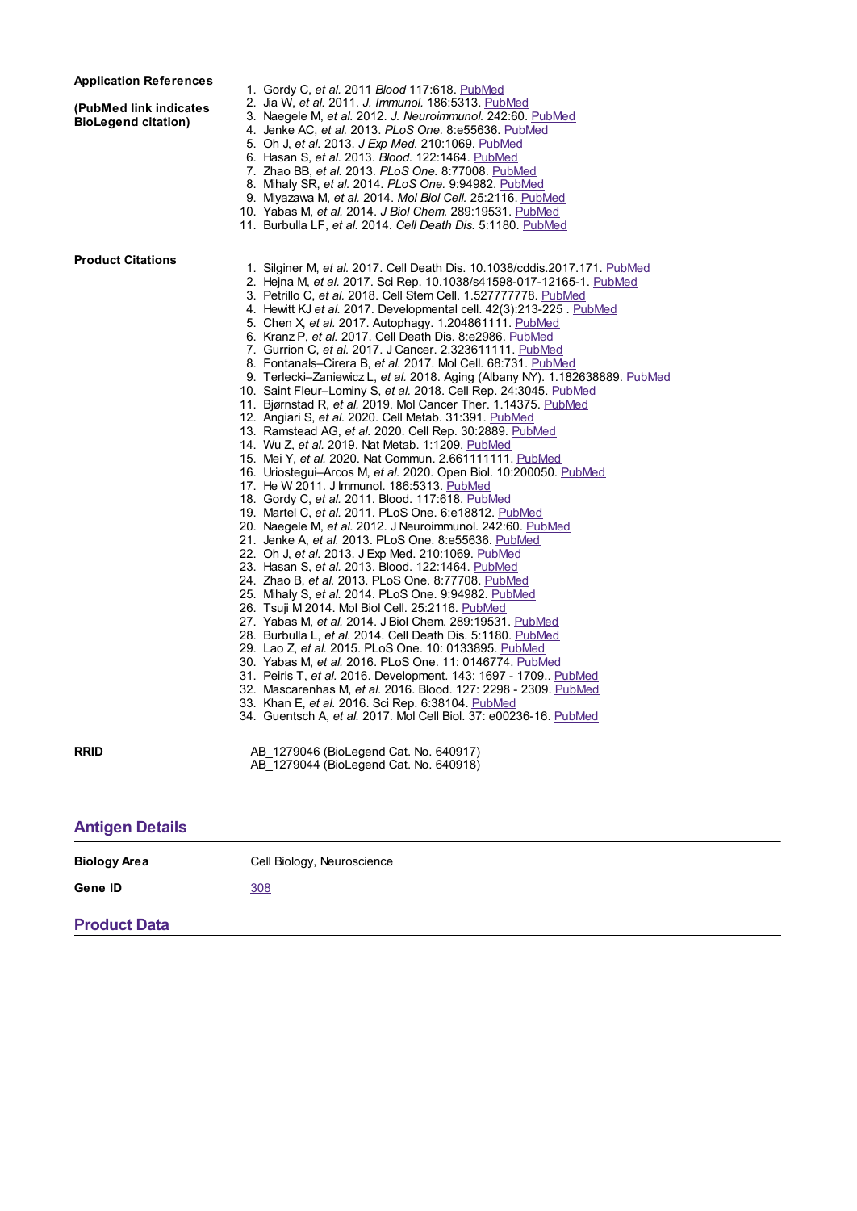**Application References**

**(PubMed link indicates BioLegend citation)**

1. Gordy C, *et al.* 2011 *Blood* 117:618. PubMed
2. Jia W, *et al.* 2011. *J. Immunol.* 186:5313. PubMed
3. Naegele M, *et al.* 2012. *J. Neuroimmunol.* 242:60. PubMed
4. Jenke AC, *et al.* 2013. *PLoS One.* 8:e55636. PubMed
5. Oh J, *et al.* 2013. *J Exp Med.* 210:1069. PubMed
6. Hasan S, *et al.* 2013. *Blood.* 122:1464. PubMed
7. Zhao BB, *et al.* 2013. *PLoS One.* 8:77008. PubMed
8. Mihaly SR, *et al.* 2014. *PLoS One.* 9:94982. PubMed
9. Miyazawa M, *et al.* 2014. *Mol Biol Cell.* 25:2116. PubMed
10. Yabas M, *et al.* 2014. *J Biol Chem.* 289:19531. PubMed
11. Burbulla LF, *et al.* 2014. *Cell Death Dis.* 5:1180. PubMed

**Product Citations**

1. Silginer M, *et al.* 2017. Cell Death Dis. 10.1038/cddis.2017.171. PubMed
2. Hejna M, *et al.* 2017. Sci Rep. 10.1038/s41598-017-12165-1. PubMed
3. Petrillo C, *et al.* 2018. Cell Stem Cell. 1.527777778. PubMed
4. Hewitt KJ *et al.* 2017. Developmental cell. 42(3):213-225 . PubMed
5. Chen X, *et al.* 2017. Autophagy. 1.204861111. PubMed
6. Kranz P, *et al.* 2017. Cell Death Dis. 8:e2986. PubMed
7. Gurrion C, *et al.* 2017. J Cancer. 2.323611111. PubMed
8. Fontanals–Cirera B, *et al.* 2017. Mol Cell. 68:731. PubMed
9. Terlecki–Zaniewicz L, *et al.* 2018. Aging (Albany NY). 1.182638889. PubMed
10. Saint Fleur–Lominy S, *et al.* 2018. Cell Rep. 24:3045. PubMed
11. Bjørnstad R, *et al.* 2019. Mol Cancer Ther. 1.14375. PubMed
12. Angiari S, *et al.* 2020. Cell Metab. 31:391. PubMed
13. Ramstead AG, *et al.* 2020. Cell Rep. 30:2889. PubMed
14. Wu Z, *et al.* 2019. Nat Metab. 1:1209. PubMed
15. Mei Y, *et al.* 2020. Nat Commun. 2.661111111. PubMed
16. Uriostegui–Arcos M, *et al.* 2020. Open Biol. 10:200050. PubMed
17. He W 2011. J Immunol. 186:5313. PubMed
18. Gordy C, *et al.* 2011. Blood. 117:618. PubMed
19. Martel C, *et al.* 2011. PLoS One. 6:e18812. PubMed
20. Naegele M, *et al.* 2012. J Neuroimmunol. 242:60. PubMed
21. Jenke A, *et al.* 2013. PLoS One. 8:e55636. PubMed
22. Oh J, *et al.* 2013. J Exp Med. 210:1069. PubMed
23. Hasan S, *et al.* 2013. Blood. 122:1464. PubMed
24. Zhao B, *et al.* 2013. PLoS One. 8:77708. PubMed
25. Mihaly S, *et al.* 2014. PLoS One. 9:94982. PubMed
26. Tsuji M 2014. Mol Biol Cell. 25:2116. PubMed
27. Yabas M, *et al.* 2014. J Biol Chem. 289:19531. PubMed
28. Burbulla L, *et al.* 2014. Cell Death Dis. 5:1180. PubMed
29. Lao Z, *et al.* 2015. PLoS One. 10: 0133895. PubMed
30. Yabas M, *et al.* 2016. PLoS One. 11: 0146774. PubMed
31. Peiris T, *et al.* 2016. Development. 143: 1697 - 1709.. PubMed
32. Mascarenhas M, *et al.* 2016. Blood. 127: 2298 - 2309. PubMed
33. Khan E, *et al.* 2016. Sci Rep. 6:38104. PubMed
34. Guentsch A, *et al.* 2017. Mol Cell Biol. 37: e00236-16. PubMed

**RRID**

AB_1279046 (BioLegend Cat. No. 640917)
AB_1279044 (BioLegend Cat. No. 640918)

## Antigen Details

**Biology Area** Cell Biology, Neuroscience

**Gene ID** 308

## Product Data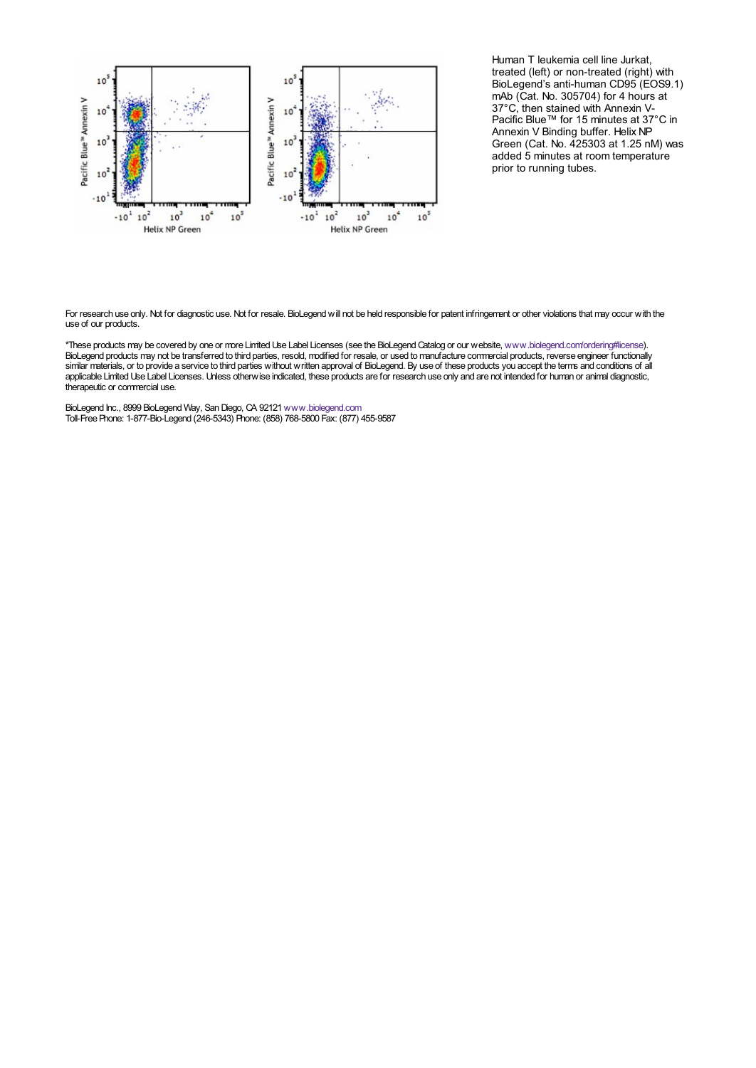Pacific Blue™ Annexin V

$10^5$

$10^4$

$10^3$

$10^2$

$-10^1$

$-10^1$ $10^2$ $10^3$ $10^4$ $10^5$

Helix NP Green

Pacific Blue™ Annexin V

$10^5$

$10^4$

$10^3$

$10^2$

$-10^1$

$-10^1$ $10^2$ $10^3$ $10^4$ $10^5$

Helix NP Green

Human T leukemia cell line Jurkat, treated (left) or non-treated (right) with BioLegend's anti-human CD95 (EOS9.1) mAb (Cat. No. 305704) for 4 hours at 37°C, then stained with Annexin V-Pacific Blue™ for 15 minutes at 37°C in Annexin V Binding buffer. Helix NP Green (Cat. No. 425303 at 1.25 nM) was added 5 minutes at room temperature prior to running tubes.

For research use only. Not for diagnostic use. Not for resale. BioLegend will not be held responsible for patent infringement or other violations that may occur with the use of our products.

*These products may be covered by one or more Limited Use Label Licenses (see the BioLegend Catalog or our website, www.biolegend.com/ordering#license). BioLegend products may not be transferred to third parties, resold, modified for resale, or used to manufacture commercial products, reverse engineer functionally similar materials, or to provide a service to third parties without written approval of BioLegend. By use of these products you accept the terms and conditions of all applicable Limited Use Label Licenses. Unless otherwise indicated, these products are for research use only and are not intended for human or animal diagnostic, therapeutic or commercial use.

BioLegend Inc., 8999 BioLegend Way, San Diego, CA 92121 www.biolegend.com
Toll-Free Phone: 1-877-Bio-Legend (246-5343) Phone: (858) 768-5800 Fax: (877) 455-9587